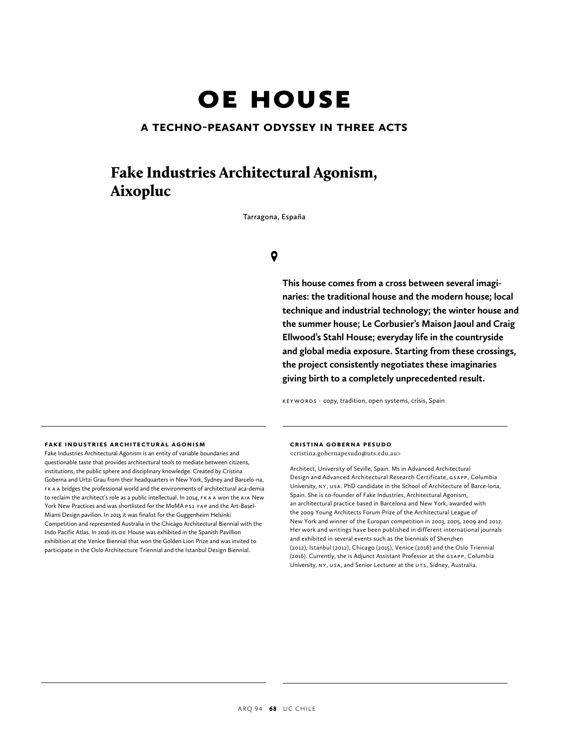# OE HOUSE

## A TECHNO-PEASANT ODYSSEY IN THREE ACTS

### Fake Industries Architectural Agonism, Aixopluc

Tarragona, España

**This house comes from a cross between several imaginaries: the traditional house and the modern house; local technique and industrial technology; the winter house and the summer house; Le Corbusier's Maison Jaoul and Craig Ellwood's Stahl House; everyday life in the countryside and global media exposure. Starting from these crossings, the project consistently negotiates these imaginaries giving birth to a completely unprecedented result.**

KEYWORDS · copy, tradition, open systems, crisis, Spain

---

**FAKE INDUSTRIES ARCHITECTURAL AGONISM**

Fake Industries Architectural Agonism is an entity of variable boundaries and questionable taste that provides architectural tools to mediate between citizens, institutions, the public sphere and disciplinary knowledge. Created by Cristina Goberna and Urtzi Grau from their headquarters in New York, Sydney and Barcelo-na, FKAA bridges the professional world and the environments of architectural aca-demia to reclaim the architect's role as a public intellectual. In 2014, FKAA won the AIA New York New Practices and was shortlisted for the MoMA PS1 YAP and the Art-Basel-Miami Design pavilion. In 2015 it was finalist for the Guggenheim Helsinki Competition and represented Australia in the Chicago Architectural Biennial with the Indo Pacific Atlas. In 2016 its OE House was exhibited in the Spanish Pavillion exhibition at the Venice Biennial that won the Golden Lion Prize and was invited to participate in the Oslo Architecture Triennial and the Istanbul Design Biennial.

**CRISTINA GOBERNA PESUDO**

<cristina.gobernapesudo@uts.edu.au>

Architect, University of Seville, Spain. Ms in Advanced Architectural Design and Advanced Architectural Research Certificate, GSAPP, Columbia University, NY, USA. PhD candidate in the School of Architecture of Barce-lona, Spain. She is co-founder of Fake Industries, Architectural Agonism, an architectural practice based in Barcelona and New York, awarded with the 2009 Young Architects Forum Prize of the Architectural League of New York and winner of the Europan competition in 2003, 2005, 2009 and 2012. Her work and writings have been published in different international journals and exhibited in several events such as the biennials of Shenzhen (2012), Istanbul (2012), Chicago (2015), Venice (2016) and the Oslo Triennial (2016). Currently, she is Adjunct Assistant Professor at the GSAPP, Columbia University, NY, USA, and Senior Lecturer at the UTS, Sidney, Australia.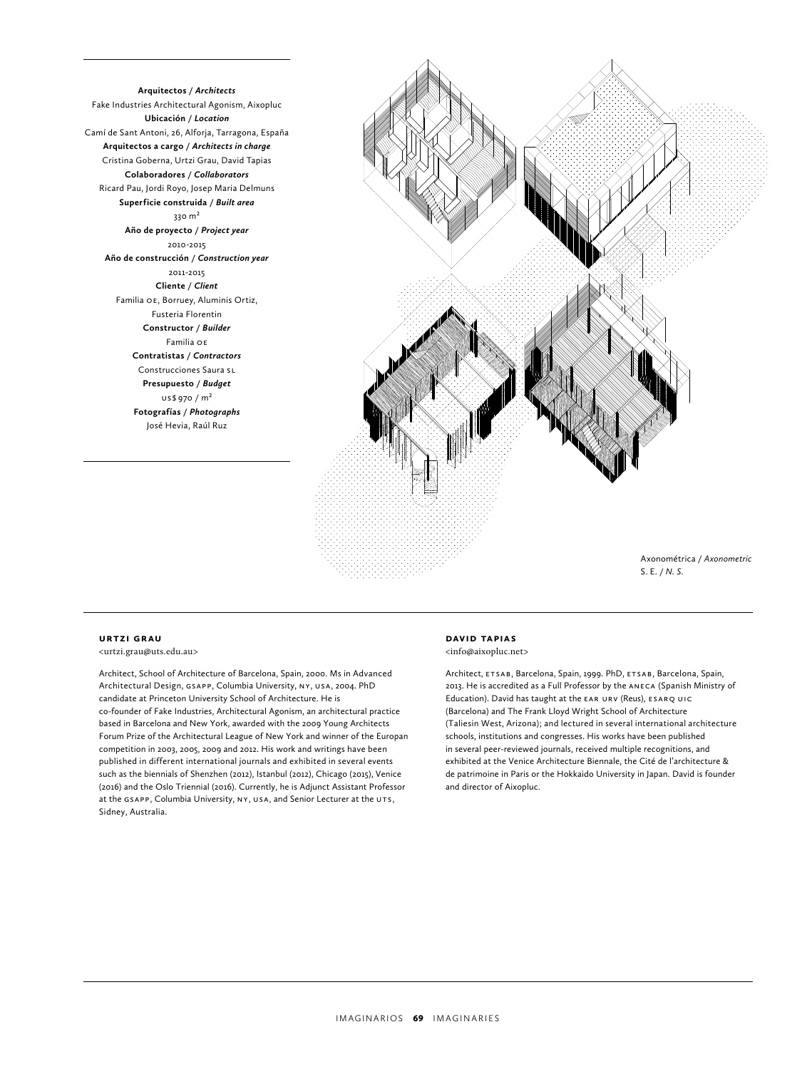**Arquitectos** / ***Architects***
Fake Industries Architectural Agonism, Aixopluc
**Ubicación** / ***Location***
Camí de Sant Antoni, 26, Alforja, Tarragona, España
**Arquitectos a cargo** / ***Architects in charge***
Cristina Goberna, Urtzi Grau, David Tapias
**Colaboradores** / ***Collaborators***
Ricard Pau, Jordi Royo, Josep Maria Delmuns
**Superficie construida** / ***Built area***
330 m²
**Año de proyecto** / ***Project year***
2010-2015
**Año de construcción** / ***Construction year***
2011-2015
**Cliente** / ***Client***
Familia OE, Borruey, Aluminis Ortiz,
Fusteria Florentin
**Constructor** / ***Builder***
Familia OE
**Contratistas** / ***Contractors***
Construcciones Saura SL
**Presupuesto** / ***Budget***
US$ 970 / m²
**Fotografías** / ***Photographs***
José Hevia, Raúl Ruz

Axonométrica / *Axonometric*
S. E. / *N. S.*

#### URTZI GRAU
<urtzi.grau@uts.edu.au>

Architect, School of Architecture of Barcelona, Spain, 2000. Ms in Advanced Architectural Design, GSAPP, Columbia University, NY, USA, 2004. PhD candidate at Princeton University School of Architecture. He is co-founder of Fake Industries, Architectural Agonism, an architectural practice based in Barcelona and New York, awarded with the 2009 Young Architects Forum Prize of the Architectural League of New York and winner of the Europan competition in 2003, 2005, 2009 and 2012. His work and writings have been published in different international journals and exhibited in several events such as the biennials of Shenzhen (2012), Istanbul (2012), Chicago (2015), Venice (2016) and the Oslo Triennial (2016). Currently, he is Adjunct Assistant Professor at the GSAPP, Columbia University, NY, USA, and Senior Lecturer at the UTS, Sidney, Australia.

#### DAVID TAPIAS
<info@aixopluc.net>

Architect, ETSAB, Barcelona, Spain, 1999. PhD, ETSAB, Barcelona, Spain, 2013. He is accredited as a Full Professor by the ANECA (Spanish Ministry of Education). David has taught at the EAR URV (Reus), ESARQ UIC (Barcelona) and The Frank Lloyd Wright School of Architecture (Taliesin West, Arizona); and lectured in several international architecture schools, institutions and congresses. His works have been published in several peer-reviewed journals, received multiple recognitions, and exhibited at the Venice Architecture Biennale, the Cité de l'architecture & de patrimoine in Paris or the Hokkaido University in Japan. David is founder and director of Aixopluc.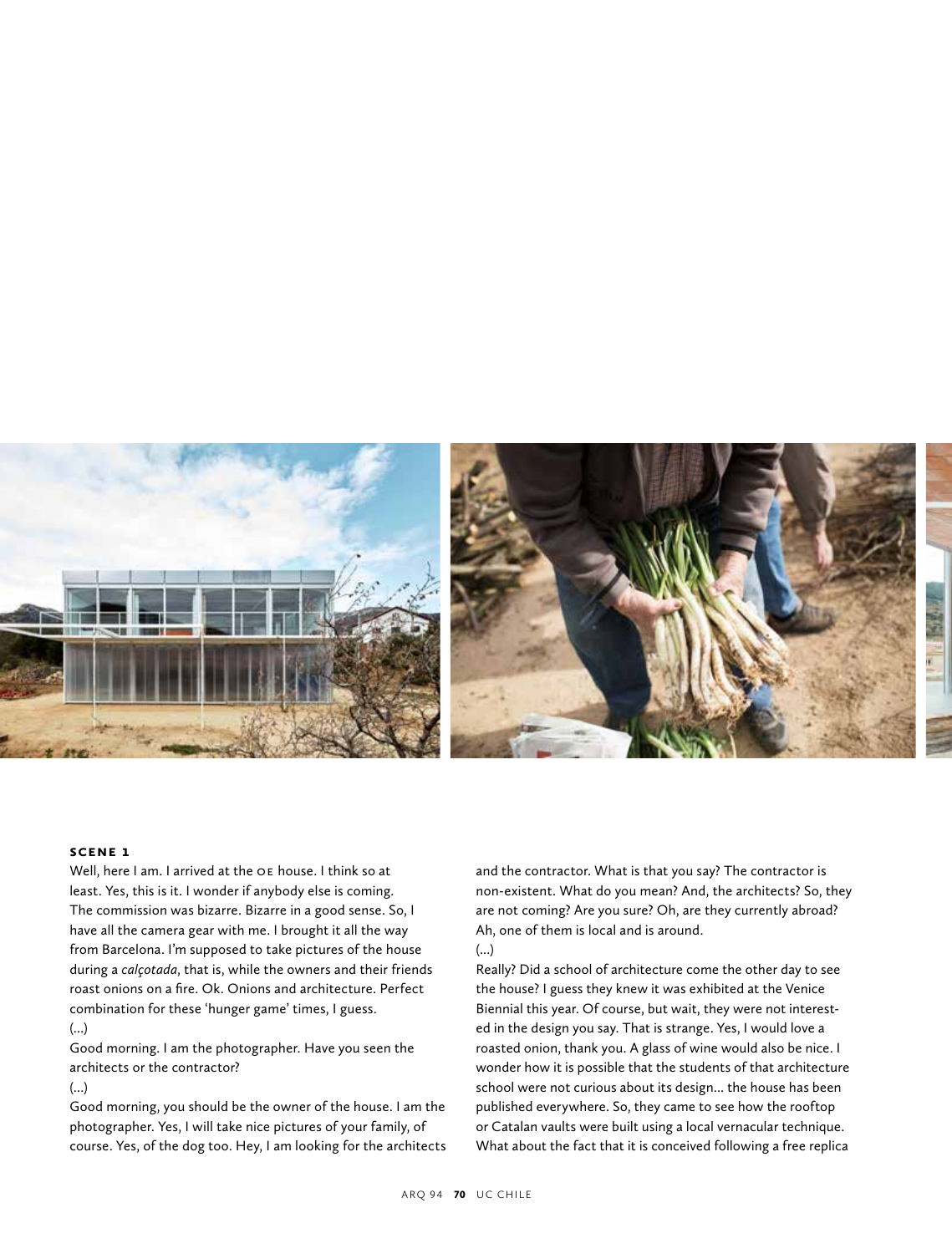## SCENE 1

Well, here I am. I arrived at the OE house. I think so at least. Yes, this is it. I wonder if anybody else is coming. The commission was bizarre. Bizarre in a good sense. So, I have all the camera gear with me. I brought it all the way from Barcelona. I'm supposed to take pictures of the house during a *calçotada*, that is, while the owners and their friends roast onions on a fire. Ok. Onions and architecture. Perfect combination for these 'hunger game' times, I guess.

(...)

Good morning. I am the photographer. Have you seen the architects or the contractor?

(...)

Good morning, you should be the owner of the house. I am the photographer. Yes, I will take nice pictures of your family, of course. Yes, of the dog too. Hey, I am looking for the architects and the contractor. What is that you say? The contractor is non-existent. What do you mean? And, the architects? So, they are not coming? Are you sure? Oh, are they currently abroad? Ah, one of them is local and is around.

(...)

Really? Did a school of architecture come the other day to see the house? I guess they knew it was exhibited at the Venice Biennial this year. Of course, but wait, they were not interested in the design you say. That is strange. Yes, I would love a roasted onion, thank you. A glass of wine would also be nice. I wonder how it is possible that the students of that architecture school were not curious about its design... the house has been published everywhere. So, they came to see how the rooftop or Catalan vaults were built using a local vernacular technique. What about the fact that it is conceived following a free replica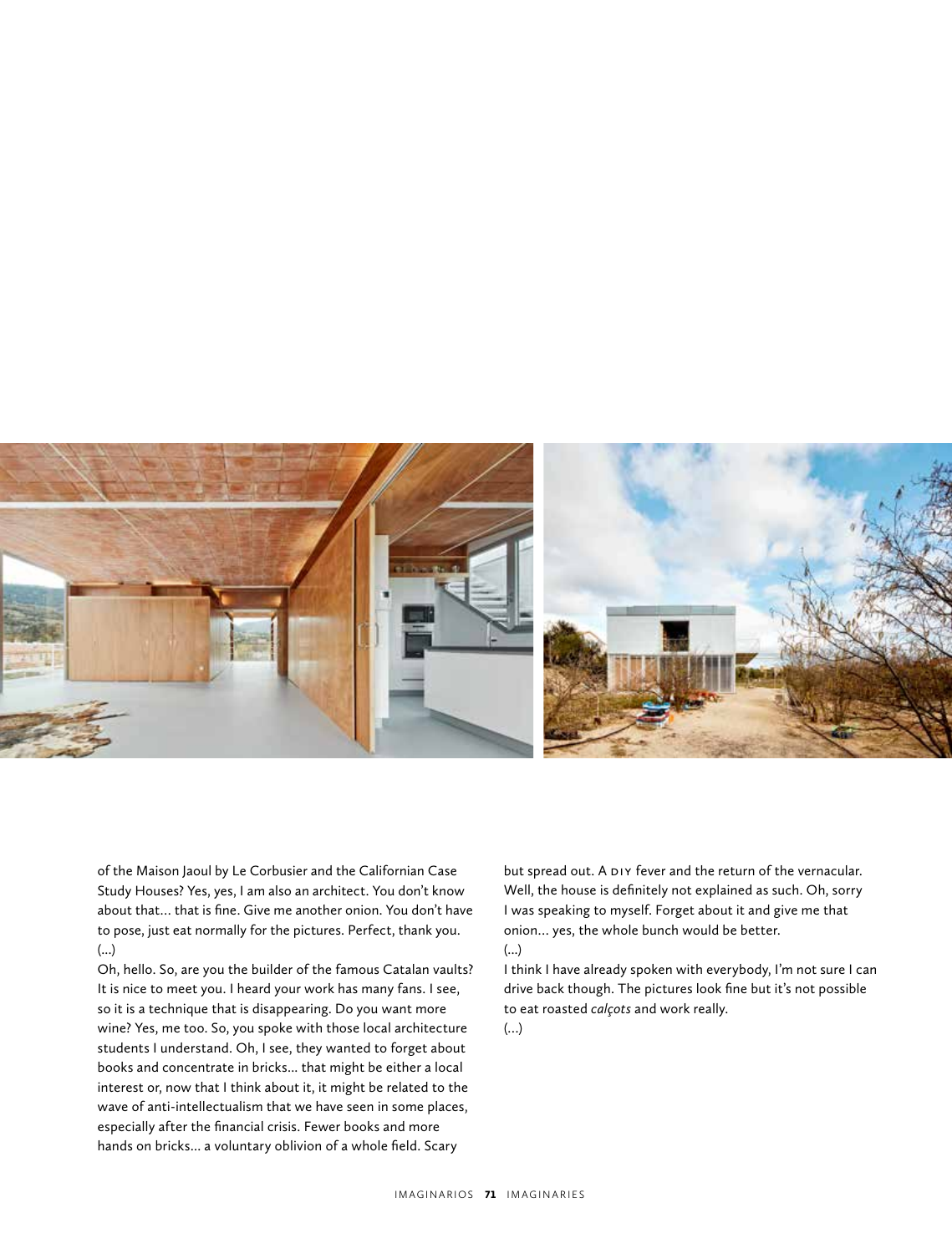of the Maison Jaoul by Le Corbusier and the Californian Case Study Houses? Yes, yes, I am also an architect. You don't know about that... that is fine. Give me another onion. You don't have to pose, just eat normally for the pictures. Perfect, thank you.

(...)

Oh, hello. So, are you the builder of the famous Catalan vaults? It is nice to meet you. I heard your work has many fans. I see, so it is a technique that is disappearing. Do you want more wine? Yes, me too. So, you spoke with those local architecture students I understand. Oh, I see, they wanted to forget about books and concentrate in bricks... that might be either a local interest or, now that I think about it, it might be related to the wave of anti-intellectualism that we have seen in some places, especially after the financial crisis. Fewer books and more hands on bricks... a voluntary oblivion of a whole field. Scary but spread out. A DIY fever and the return of the vernacular. Well, the house is definitely not explained as such. Oh, sorry I was speaking to myself. Forget about it and give me that onion... yes, the whole bunch would be better.

(...)

I think I have already spoken with everybody, I'm not sure I can drive back though. The pictures look fine but it's not possible to eat roasted *calçots* and work really.

(...)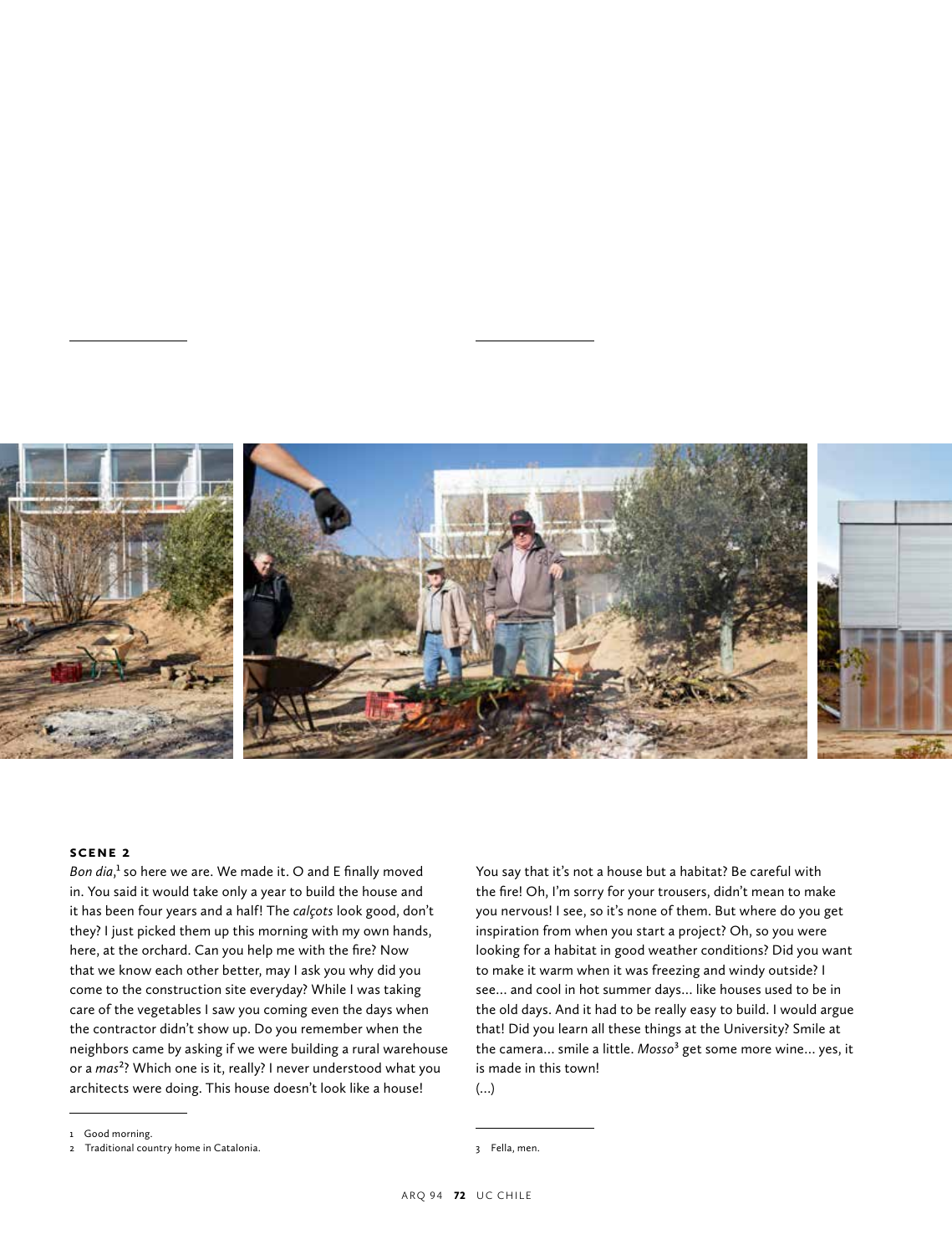## SCENE 2

*Bon dia*,[1] so here we are. We made it. O and E finally moved in. You said it would take only a year to build the house and it has been four years and a half! The *calçots* look good, don't they? I just picked them up this morning with my own hands, here, at the orchard. Can you help me with the fire? Now that we know each other better, may I ask you why did you come to the construction site everyday? While I was taking care of the vegetables I saw you coming even the days when the contractor didn't show up. Do you remember when the neighbors came by asking if we were building a rural warehouse or a *mas*[2]? Which one is it, really? I never understood what you architects were doing. This house doesn't look like a house! You say that it's not a house but a habitat? Be careful with the fire! Oh, I'm sorry for your trousers, didn't mean to make you nervous! I see, so it's none of them. But where do you get inspiration from when you start a project? Oh, so you were looking for a habitat in good weather conditions? Did you want to make it warm when it was freezing and windy outside? I see... and cool in hot summer days... like houses used to be in the old days. And it had to be really easy to build. I would argue that! Did you learn all these things at the University? Smile at the camera... smile a little. *Mosso*[3] get some more wine... yes, it is made in this town!

(...)

---

1 Good morning.

2 Traditional country home in Catalonia.

3 Fella, men.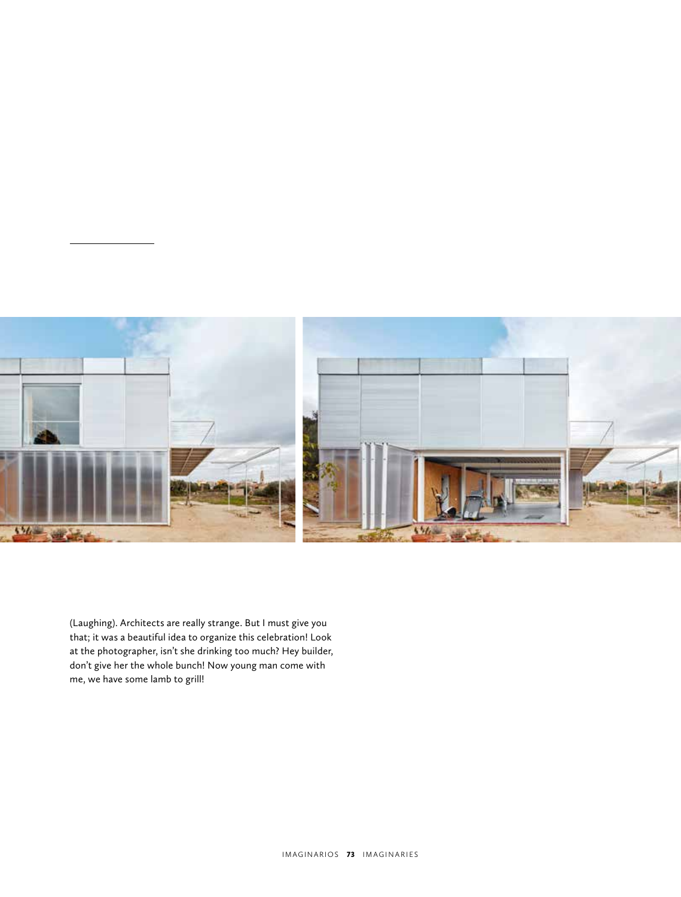(Laughing). Architects are really strange. But I must give you that; it was a beautiful idea to organize this celebration! Look at the photographer, isn't she drinking too much? Hey builder, don't give her the whole bunch! Now young man come with me, we have some lamb to grill!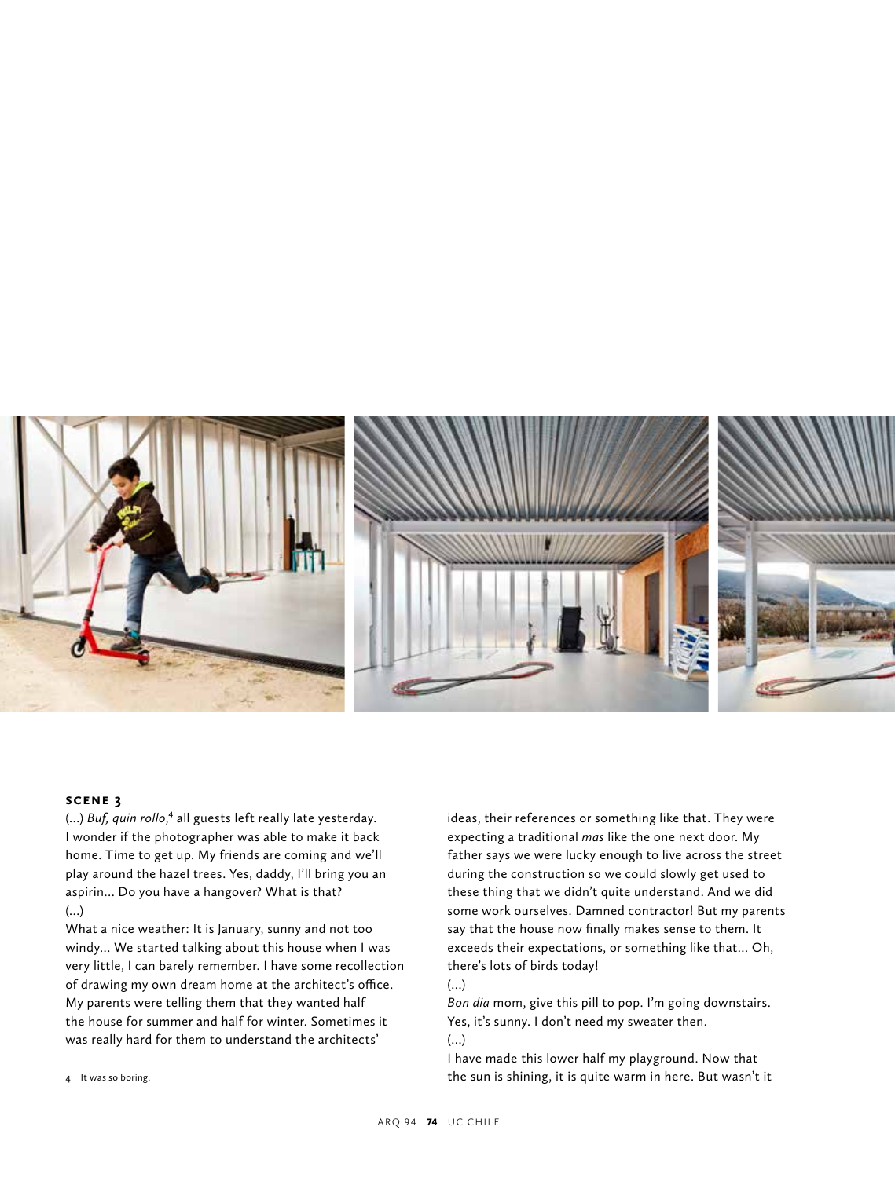## SCENE 3

(...) *Buf, quin rollo*,[4] all guests left really late yesterday. I wonder if the photographer was able to make it back home. Time to get up. My friends are coming and we'll play around the hazel trees. Yes, daddy, I'll bring you an aspirin... Do you have a hangover? What is that?

(...)

What a nice weather: It is January, sunny and not too windy... We started talking about this house when I was very little, I can barely remember. I have some recollection of drawing my own dream home at the architect's office. My parents were telling them that they wanted half the house for summer and half for winter. Sometimes it was really hard for them to understand the architects' ideas, their references or something like that. They were expecting a traditional *mas* like the one next door. My father says we were lucky enough to live across the street during the construction so we could slowly get used to these thing that we didn't quite understand. And we did some work ourselves. Damned contractor! But my parents say that the house now finally makes sense to them. It exceeds their expectations, or something like that... Oh, there's lots of birds today!

(...)

*Bon dia* mom, give this pill to pop. I'm going downstairs. Yes, it's sunny. I don't need my sweater then.

(...)

I have made this lower half my playground. Now that the sun is shining, it is quite warm in here. But wasn't it

4 It was so boring.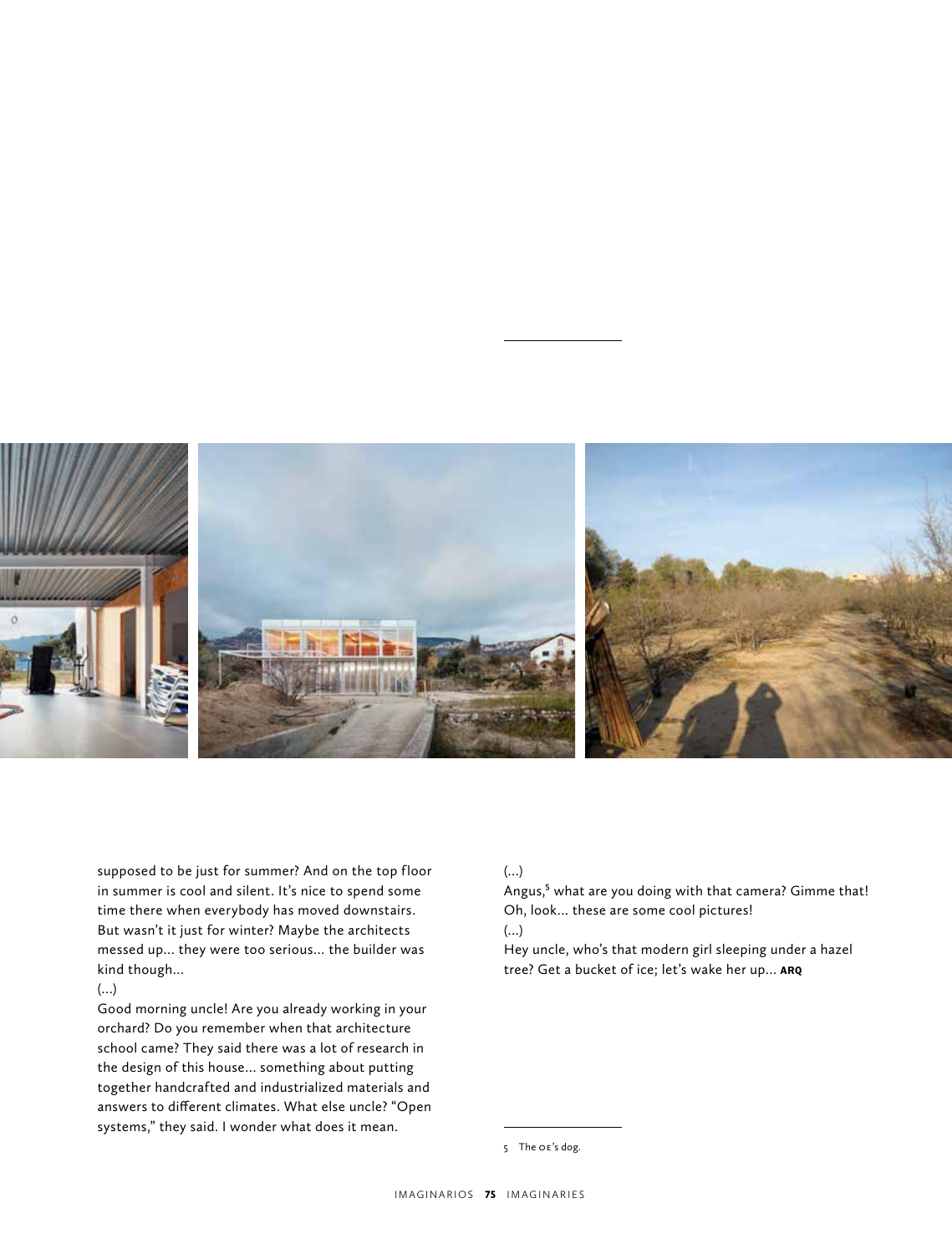supposed to be just for summer? And on the top floor in summer is cool and silent. It's nice to spend some time there when everybody has moved downstairs. But wasn't it just for winter? Maybe the architects messed up... they were too serious... the builder was kind though...

(...)

Good morning uncle! Are you already working in your orchard? Do you remember when that architecture school came? They said there was a lot of research in the design of this house... something about putting together handcrafted and industrialized materials and answers to different climates. What else uncle? "Open systems," they said. I wonder what does it mean.

(...)

Angus,[5] what are you doing with that camera? Gimme that! Oh, look... these are some cool pictures!

(...)

Hey uncle, who's that modern girl sleeping under a hazel tree? Get a bucket of ice; let's wake her up... **ARQ**

---

5 The OE's dog.